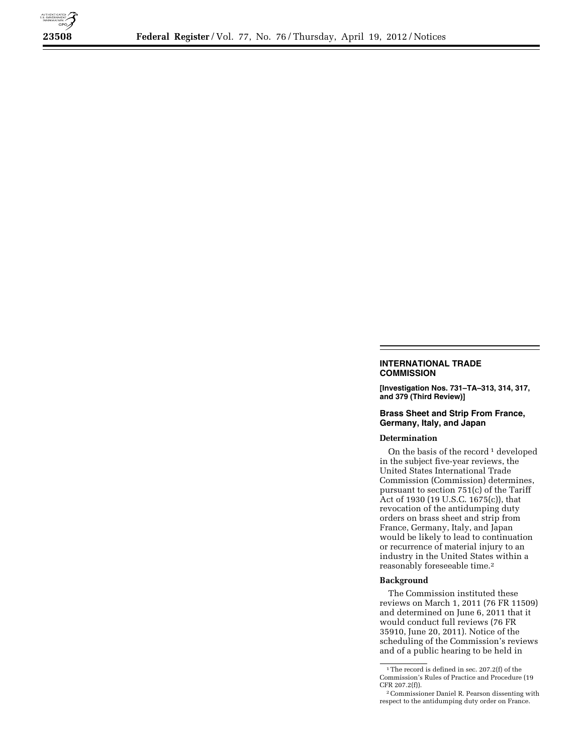## INTERNATIONAL TRADE COMMISSION

**[Investigation Nos. 731–TA–313, 314, 317, and 379 (Third Review)]**

### Brass Sheet and Strip From France, Germany, Italy, and Japan

**Determination**

On the basis of the record [1] developed in the subject five-year reviews, the United States International Trade Commission (Commission) determines, pursuant to section 751(c) of the Tariff Act of 1930 (19 U.S.C. 1675(c)), that revocation of the antidumping duty orders on brass sheet and strip from France, Germany, Italy, and Japan would be likely to lead to continuation or recurrence of material injury to an industry in the United States within a reasonably foreseeable time.[2]

**Background**

The Commission instituted these reviews on March 1, 2011 (76 FR 11509) and determined on June 6, 2011 that it would conduct full reviews (76 FR 35910, June 20, 2011). Notice of the scheduling of the Commission's reviews and of a public hearing to be held in

[1] The record is defined in sec. 207.2(f) of the Commission's Rules of Practice and Procedure (19 CFR 207.2(f)).

[2] Commissioner Daniel R. Pearson dissenting with respect to the antidumping duty order on France.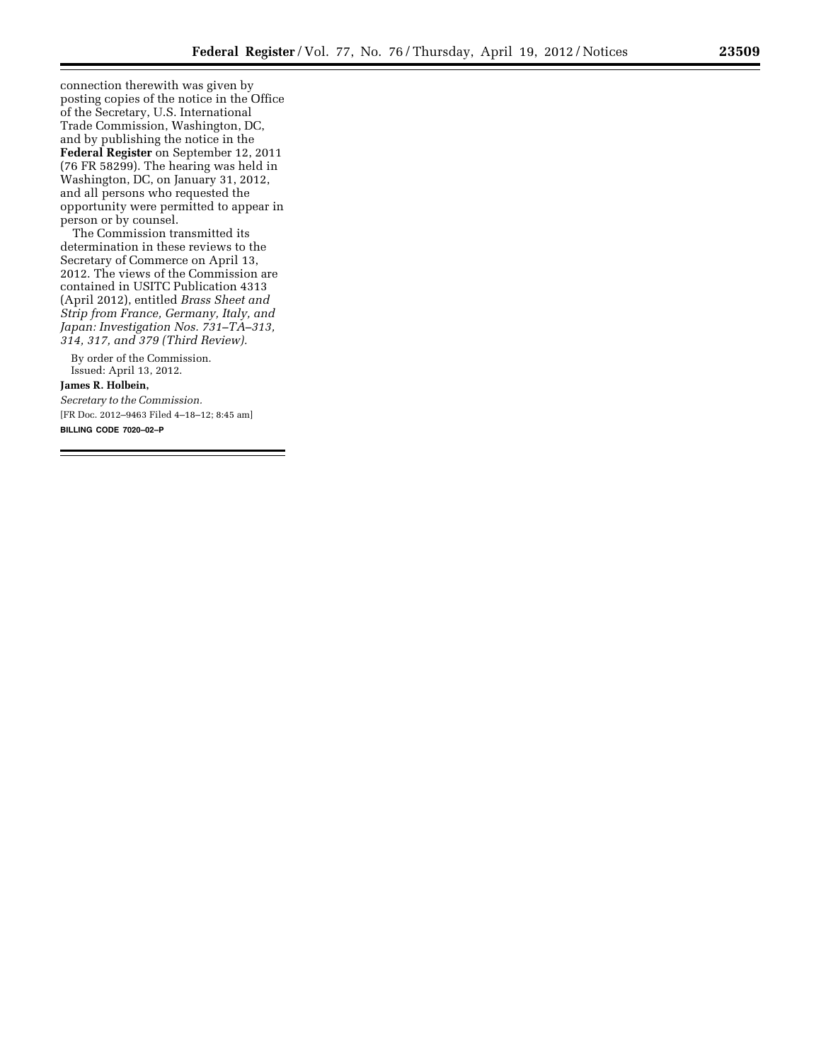connection therewith was given by posting copies of the notice in the Office of the Secretary, U.S. International Trade Commission, Washington, DC, and by publishing the notice in the **Federal Register** on September 12, 2011 (76 FR 58299). The hearing was held in Washington, DC, on January 31, 2012, and all persons who requested the opportunity were permitted to appear in person or by counsel.

The Commission transmitted its determination in these reviews to the Secretary of Commerce on April 13, 2012. The views of the Commission are contained in USITC Publication 4313 (April 2012), entitled *Brass Sheet and Strip from France, Germany, Italy, and Japan: Investigation Nos. 731–TA–313, 314, 317, and 379 (Third Review).*

By order of the Commission.

Issued: April 13, 2012.

**James R. Holbein,**

*Secretary to the Commission.*

[FR Doc. 2012–9463 Filed 4–18–12; 8:45 am]

**BILLING CODE 7020–02–P**